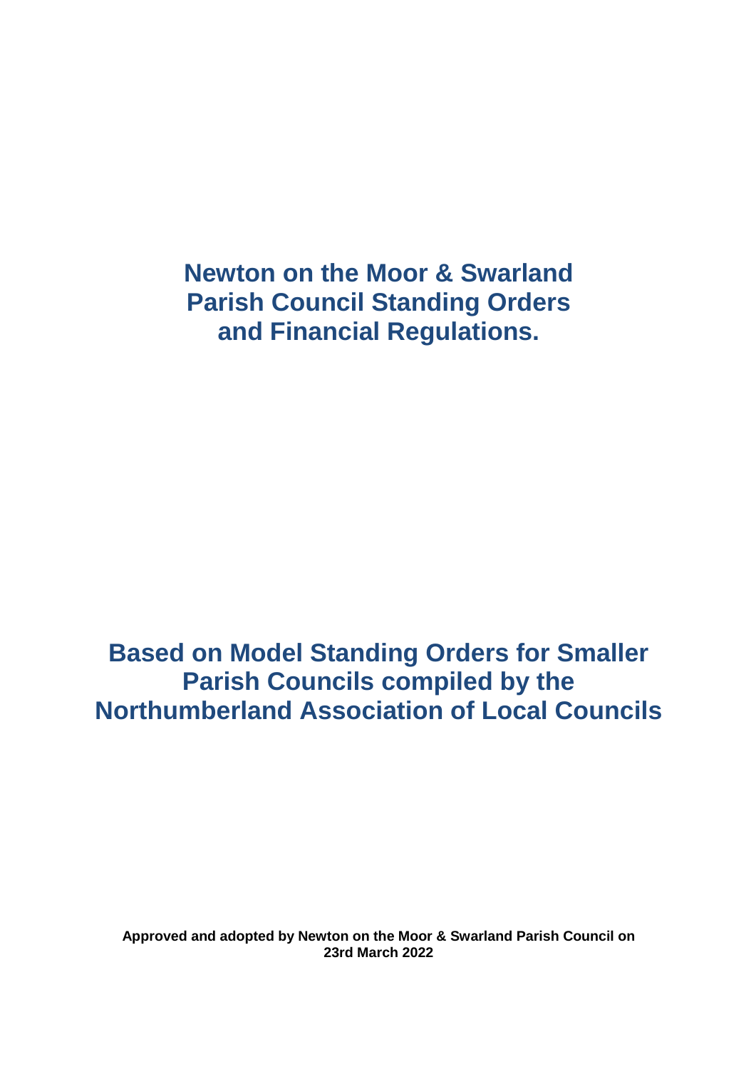# Newton on the Moor & Swarland Parish Council Standing Orders and Financial Regulations.

## Based on Model Standing Orders for Smaller Parish Councils compiled by the Northumberland Association of Local Councils

**Approved and adopted by Newton on the Moor & Swarland Parish Council on 23rd March 2022**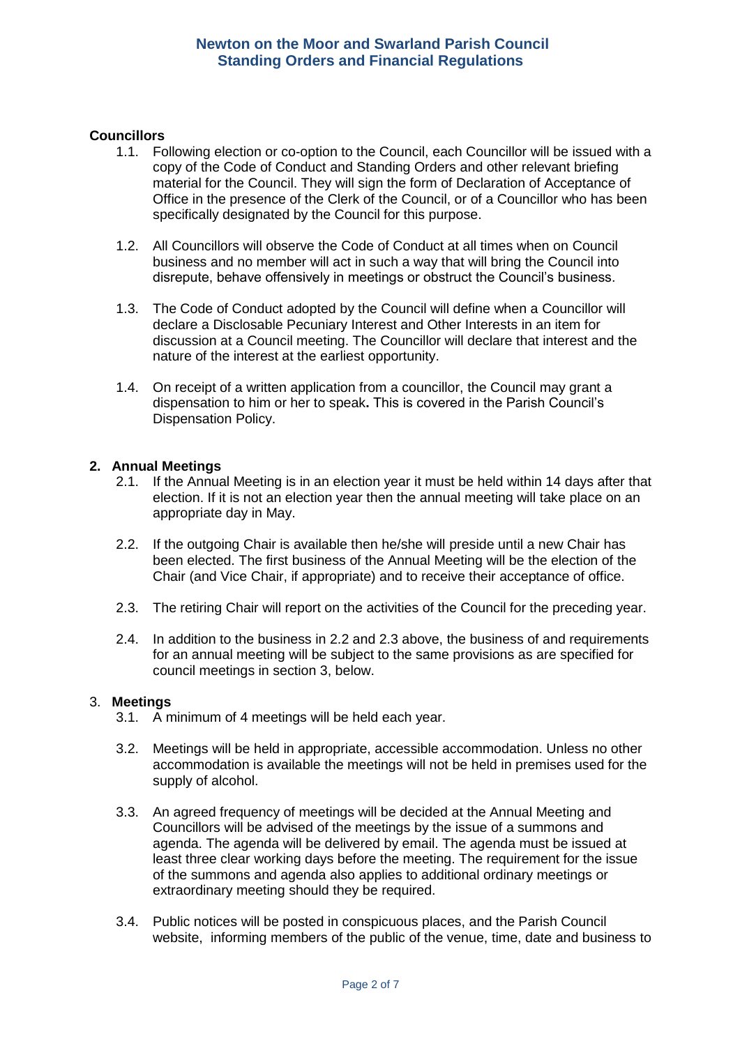## Councillors

1.1. Following election or co-option to the Council, each Councillor will be issued with a copy of the Code of Conduct and Standing Orders and other relevant briefing material for the Council. They will sign the form of Declaration of Acceptance of Office in the presence of the Clerk of the Council, or of a Councillor who has been specifically designated by the Council for this purpose.

1.2. All Councillors will observe the Code of Conduct at all times when on Council business and no member will act in such a way that will bring the Council into disrepute, behave offensively in meetings or obstruct the Council's business.

1.3. The Code of Conduct adopted by the Council will define when a Councillor will declare a Disclosable Pecuniary Interest and Other Interests in an item for discussion at a Council meeting. The Councillor will declare that interest and the nature of the interest at the earliest opportunity.

1.4. On receipt of a written application from a councillor, the Council may grant a dispensation to him or her to speak**.** This is covered in the Parish Council's Dispensation Policy.

## 2. Annual Meetings

2.1. If the Annual Meeting is in an election year it must be held within 14 days after that election. If it is not an election year then the annual meeting will take place on an appropriate day in May.

2.2. If the outgoing Chair is available then he/she will preside until a new Chair has been elected. The first business of the Annual Meeting will be the election of the Chair (and Vice Chair, if appropriate) and to receive their acceptance of office.

2.3. The retiring Chair will report on the activities of the Council for the preceding year.

2.4. In addition to the business in 2.2 and 2.3 above, the business of and requirements for an annual meeting will be subject to the same provisions as are specified for council meetings in section 3, below.

## 3. Meetings

3.1. A minimum of 4 meetings will be held each year.

3.2. Meetings will be held in appropriate, accessible accommodation. Unless no other accommodation is available the meetings will not be held in premises used for the supply of alcohol.

3.3. An agreed frequency of meetings will be decided at the Annual Meeting and Councillors will be advised of the meetings by the issue of a summons and agenda. The agenda will be delivered by email. The agenda must be issued at least three clear working days before the meeting. The requirement for the issue of the summons and agenda also applies to additional ordinary meetings or extraordinary meeting should they be required.

3.4. Public notices will be posted in conspicuous places, and the Parish Council website, informing members of the public of the venue, time, date and business to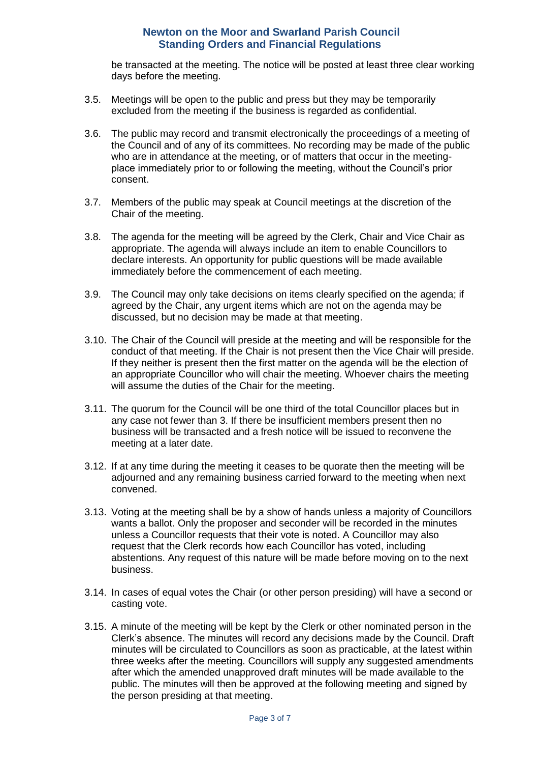be transacted at the meeting. The notice will be posted at least three clear working days before the meeting.

3.5. Meetings will be open to the public and press but they may be temporarily excluded from the meeting if the business is regarded as confidential.

3.6. The public may record and transmit electronically the proceedings of a meeting of the Council and of any of its committees. No recording may be made of the public who are in attendance at the meeting, or of matters that occur in the meeting-place immediately prior to or following the meeting, without the Council's prior consent.

3.7. Members of the public may speak at Council meetings at the discretion of the Chair of the meeting.

3.8. The agenda for the meeting will be agreed by the Clerk, Chair and Vice Chair as appropriate. The agenda will always include an item to enable Councillors to declare interests. An opportunity for public questions will be made available immediately before the commencement of each meeting.

3.9. The Council may only take decisions on items clearly specified on the agenda; if agreed by the Chair, any urgent items which are not on the agenda may be discussed, but no decision may be made at that meeting.

3.10. The Chair of the Council will preside at the meeting and will be responsible for the conduct of that meeting. If the Chair is not present then the Vice Chair will preside. If they neither is present then the first matter on the agenda will be the election of an appropriate Councillor who will chair the meeting. Whoever chairs the meeting will assume the duties of the Chair for the meeting.

3.11. The quorum for the Council will be one third of the total Councillor places but in any case not fewer than 3. If there be insufficient members present then no business will be transacted and a fresh notice will be issued to reconvene the meeting at a later date.

3.12. If at any time during the meeting it ceases to be quorate then the meeting will be adjourned and any remaining business carried forward to the meeting when next convened.

3.13. Voting at the meeting shall be by a show of hands unless a majority of Councillors wants a ballot. Only the proposer and seconder will be recorded in the minutes unless a Councillor requests that their vote is noted. A Councillor may also request that the Clerk records how each Councillor has voted, including abstentions. Any request of this nature will be made before moving on to the next business.

3.14. In cases of equal votes the Chair (or other person presiding) will have a second or casting vote.

3.15. A minute of the meeting will be kept by the Clerk or other nominated person in the Clerk's absence. The minutes will record any decisions made by the Council. Draft minutes will be circulated to Councillors as soon as practicable, at the latest within three weeks after the meeting. Councillors will supply any suggested amendments after which the amended unapproved draft minutes will be made available to the public. The minutes will then be approved at the following meeting and signed by the person presiding at that meeting.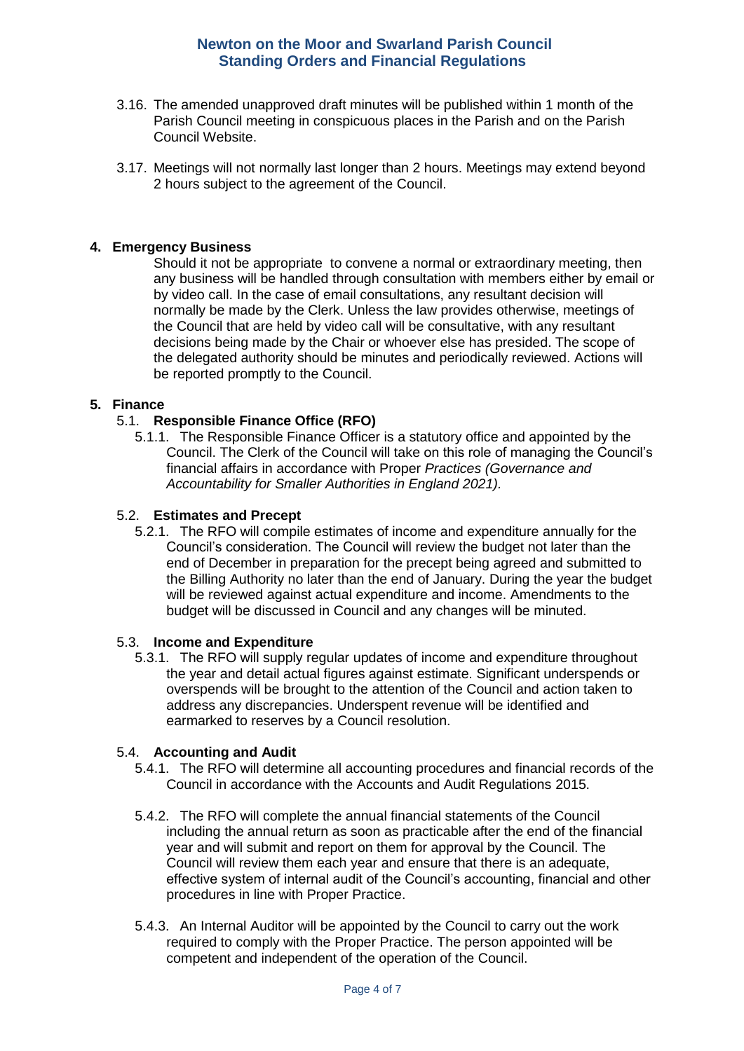3.16. The amended unapproved draft minutes will be published within 1 month of the Parish Council meeting in conspicuous places in the Parish and on the Parish Council Website.

3.17. Meetings will not normally last longer than 2 hours. Meetings may extend beyond 2 hours subject to the agreement of the Council.

## 4. Emergency Business

Should it not be appropriate to convene a normal or extraordinary meeting, then any business will be handled through consultation with members either by email or by video call. In the case of email consultations, any resultant decision will normally be made by the Clerk. Unless the law provides otherwise, meetings of the Council that are held by video call will be consultative, with any resultant decisions being made by the Chair or whoever else has presided. The scope of the delegated authority should be minutes and periodically reviewed. Actions will be reported promptly to the Council.

## 5. Finance

### 5.1. Responsible Finance Office (RFO)

5.1.1. The Responsible Finance Officer is a statutory office and appointed by the Council. The Clerk of the Council will take on this role of managing the Council's financial affairs in accordance with Proper *Practices (Governance and Accountability for Smaller Authorities in England 2021).*

### 5.2. Estimates and Precept

5.2.1. The RFO will compile estimates of income and expenditure annually for the Council's consideration. The Council will review the budget not later than the end of December in preparation for the precept being agreed and submitted to the Billing Authority no later than the end of January. During the year the budget will be reviewed against actual expenditure and income. Amendments to the budget will be discussed in Council and any changes will be minuted.

### 5.3. Income and Expenditure

5.3.1. The RFO will supply regular updates of income and expenditure throughout the year and detail actual figures against estimate. Significant underspends or overspends will be brought to the attention of the Council and action taken to address any discrepancies. Underspent revenue will be identified and earmarked to reserves by a Council resolution.

### 5.4. Accounting and Audit

5.4.1. The RFO will determine all accounting procedures and financial records of the Council in accordance with the Accounts and Audit Regulations 2015.

5.4.2. The RFO will complete the annual financial statements of the Council including the annual return as soon as practicable after the end of the financial year and will submit and report on them for approval by the Council. The Council will review them each year and ensure that there is an adequate, effective system of internal audit of the Council's accounting, financial and other procedures in line with Proper Practice.

5.4.3. An Internal Auditor will be appointed by the Council to carry out the work required to comply with the Proper Practice. The person appointed will be competent and independent of the operation of the Council.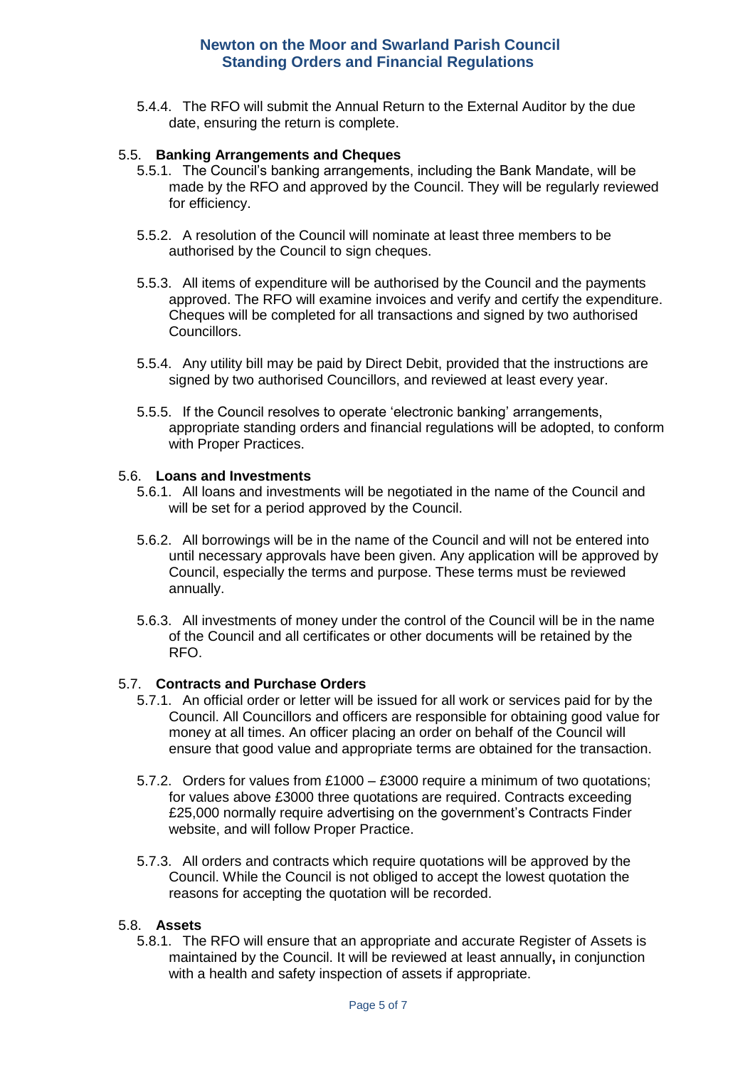5.4.4. The RFO will submit the Annual Return to the External Auditor by the due date, ensuring the return is complete.

5.5. **Banking Arrangements and Cheques**

5.5.1. The Council's banking arrangements, including the Bank Mandate, will be made by the RFO and approved by the Council. They will be regularly reviewed for efficiency.

5.5.2. A resolution of the Council will nominate at least three members to be authorised by the Council to sign cheques.

5.5.3. All items of expenditure will be authorised by the Council and the payments approved. The RFO will examine invoices and verify and certify the expenditure. Cheques will be completed for all transactions and signed by two authorised Councillors.

5.5.4. Any utility bill may be paid by Direct Debit, provided that the instructions are signed by two authorised Councillors, and reviewed at least every year.

5.5.5. If the Council resolves to operate 'electronic banking' arrangements, appropriate standing orders and financial regulations will be adopted, to conform with Proper Practices.

5.6. **Loans and Investments**

5.6.1. All loans and investments will be negotiated in the name of the Council and will be set for a period approved by the Council.

5.6.2. All borrowings will be in the name of the Council and will not be entered into until necessary approvals have been given. Any application will be approved by Council, especially the terms and purpose. These terms must be reviewed annually.

5.6.3. All investments of money under the control of the Council will be in the name of the Council and all certificates or other documents will be retained by the RFO.

5.7. **Contracts and Purchase Orders**

5.7.1. An official order or letter will be issued for all work or services paid for by the Council. All Councillors and officers are responsible for obtaining good value for money at all times. An officer placing an order on behalf of the Council will ensure that good value and appropriate terms are obtained for the transaction.

5.7.2. Orders for values from £1000 – £3000 require a minimum of two quotations; for values above £3000 three quotations are required. Contracts exceeding £25,000 normally require advertising on the government's Contracts Finder website, and will follow Proper Practice.

5.7.3. All orders and contracts which require quotations will be approved by the Council. While the Council is not obliged to accept the lowest quotation the reasons for accepting the quotation will be recorded.

5.8. **Assets**

5.8.1. The RFO will ensure that an appropriate and accurate Register of Assets is maintained by the Council. It will be reviewed at least annually**,** in conjunction with a health and safety inspection of assets if appropriate.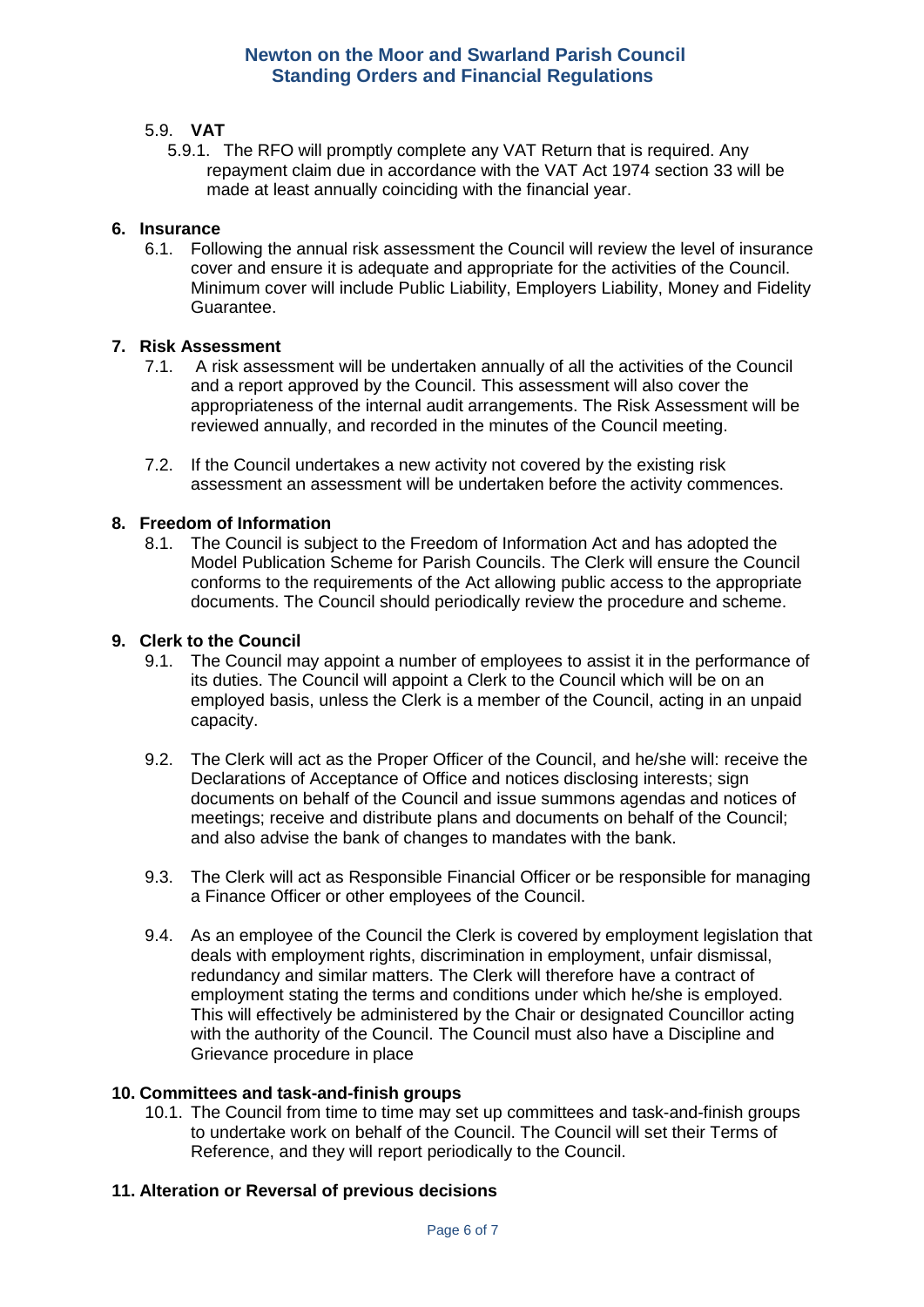### 5.9. VAT

5.9.1. The RFO will promptly complete any VAT Return that is required. Any repayment claim due in accordance with the VAT Act 1974 section 33 will be made at least annually coinciding with the financial year.

## 6. Insurance

6.1. Following the annual risk assessment the Council will review the level of insurance cover and ensure it is adequate and appropriate for the activities of the Council. Minimum cover will include Public Liability, Employers Liability, Money and Fidelity Guarantee.

## 7. Risk Assessment

7.1. A risk assessment will be undertaken annually of all the activities of the Council and a report approved by the Council. This assessment will also cover the appropriateness of the internal audit arrangements. The Risk Assessment will be reviewed annually, and recorded in the minutes of the Council meeting.

7.2. If the Council undertakes a new activity not covered by the existing risk assessment an assessment will be undertaken before the activity commences.

## 8. Freedom of Information

8.1. The Council is subject to the Freedom of Information Act and has adopted the Model Publication Scheme for Parish Councils. The Clerk will ensure the Council conforms to the requirements of the Act allowing public access to the appropriate documents. The Council should periodically review the procedure and scheme.

## 9. Clerk to the Council

9.1. The Council may appoint a number of employees to assist it in the performance of its duties. The Council will appoint a Clerk to the Council which will be on an employed basis, unless the Clerk is a member of the Council, acting in an unpaid capacity.

9.2. The Clerk will act as the Proper Officer of the Council, and he/she will: receive the Declarations of Acceptance of Office and notices disclosing interests; sign documents on behalf of the Council and issue summons agendas and notices of meetings; receive and distribute plans and documents on behalf of the Council; and also advise the bank of changes to mandates with the bank.

9.3. The Clerk will act as Responsible Financial Officer or be responsible for managing a Finance Officer or other employees of the Council.

9.4. As an employee of the Council the Clerk is covered by employment legislation that deals with employment rights, discrimination in employment, unfair dismissal, redundancy and similar matters. The Clerk will therefore have a contract of employment stating the terms and conditions under which he/she is employed. This will effectively be administered by the Chair or designated Councillor acting with the authority of the Council. The Council must also have a Discipline and Grievance procedure in place

## 10. Committees and task-and-finish groups

10.1. The Council from time to time may set up committees and task-and-finish groups to undertake work on behalf of the Council. The Council will set their Terms of Reference, and they will report periodically to the Council.

## 11. Alteration or Reversal of previous decisions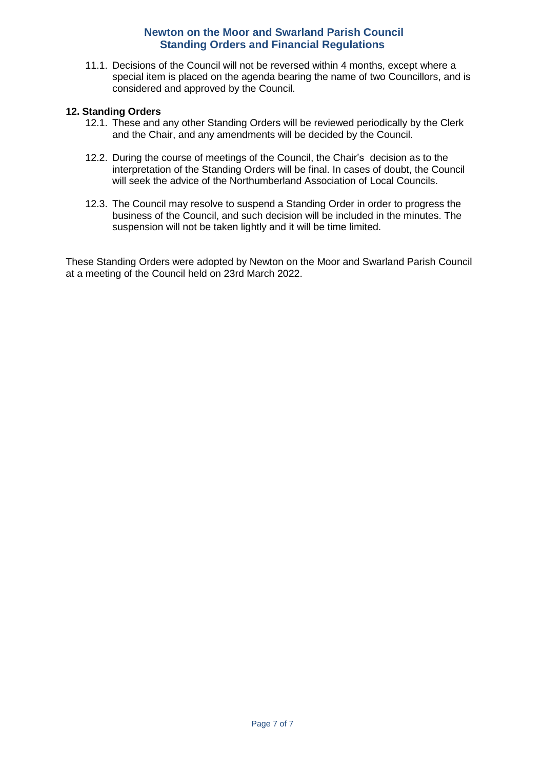11.1. Decisions of the Council will not be reversed within 4 months, except where a special item is placed on the agenda bearing the name of two Councillors, and is considered and approved by the Council.

**12. Standing Orders**

12.1. These and any other Standing Orders will be reviewed periodically by the Clerk and the Chair, and any amendments will be decided by the Council.

12.2. During the course of meetings of the Council, the Chair's decision as to the interpretation of the Standing Orders will be final. In cases of doubt, the Council will seek the advice of the Northumberland Association of Local Councils.

12.3. The Council may resolve to suspend a Standing Order in order to progress the business of the Council, and such decision will be included in the minutes. The suspension will not be taken lightly and it will be time limited.

These Standing Orders were adopted by Newton on the Moor and Swarland Parish Council at a meeting of the Council held on 23rd March 2022.